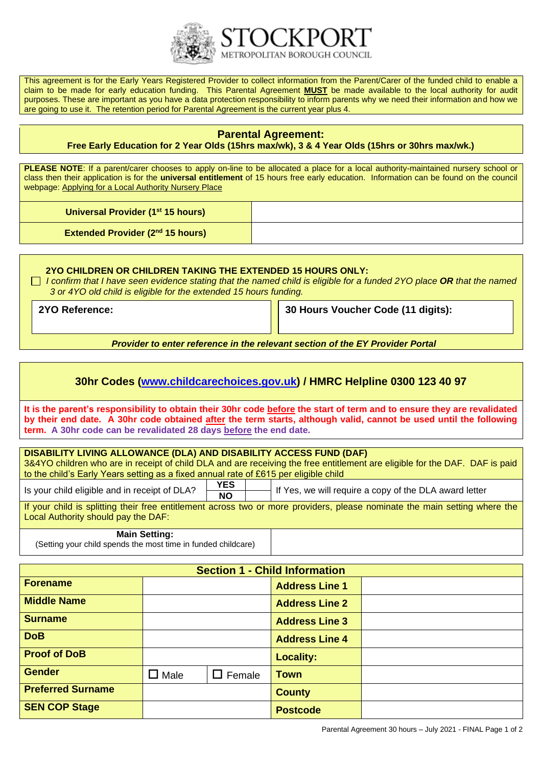# STOCKPORT
METROPOLITAN BOROUGH COUNCIL

This agreement is for the Early Years Registered Provider to collect information from the Parent/Carer of the funded child to enable a claim to be made for early education funding. This Parental Agreement **MUST** be made available to the local authority for audit purposes. These are important as you have a data protection responsibility to inform parents why we need their information and how we are going to use it. The retention period for Parental Agreement is the current year plus 4.

## Parental Agreement:
**Free Early Education for 2 Year Olds (15hrs max/wk), 3 & 4 Year Olds (15hrs or 30hrs max/wk.)**

**PLEASE NOTE**: If a parent/carer chooses to apply on-line to be allocated a place for a local authority-maintained nursery school or class then their application is for the **universal entitlement** of 15 hours free early education. Information can be found on the council webpage: Applying for a Local Authority Nursery Place

| | |
|---|---|
| **Universal Provider (1st 15 hours)** | |
| **Extended Provider (2nd 15 hours)** | |

**2YO CHILDREN OR CHILDREN TAKING THE EXTENDED 15 HOURS ONLY:**

☐ *I confirm that I have seen evidence stating that the named child is eligible for a funded 2YO place* ***OR*** *that the named 3 or 4YO old child is eligible for the extended 15 hours funding.*

| **2YO Reference:** | **30 Hours Voucher Code (11 digits):** |
|---|---|
| | |

***Provider to enter reference in the relevant section of the EY Provider Portal***

### 30hr Codes (www.childcarechoices.gov.uk) / HMRC Helpline 0300 123 40 97

**It is the parent's responsibility to obtain their 30hr code before the start of term and to ensure they are revalidated by their end date. A 30hr code obtained after the term starts, although valid, cannot be used until the following term. A 30hr code can be revalidated 28 days before the end date.**

**DISABILITY LIVING ALLOWANCE (DLA) AND DISABILITY ACCESS FUND (DAF)**

3&4YO children who are in receipt of child DLA and are receiving the free entitlement are eligible for the DAF. DAF is paid to the child's Early Years setting as a fixed annual rate of £615 per eligible child

| Is your child eligible and in receipt of DLA? | **YES** / **NO** | | If Yes, we will require a copy of the DLA award letter |
|---|---|---|---|

If your child is splitting their free entitlement across two or more providers, please nominate the main setting where the Local Authority should pay the DAF:

| **Main Setting:** (Setting your child spends the most time in funded childcare) | |
|---|---|

## Section 1 - Child Information

| | | | | |
|---|---|---|---|---|
| **Forename** | | | **Address Line 1** | |
| **Middle Name** | | | **Address Line 2** | |
| **Surname** | | | **Address Line 3** | |
| **DoB** | | | **Address Line 4** | |
| **Proof of DoB** | | | **Locality:** | |
| **Gender** | ☐ Male | ☐ Female | **Town** | |
| **Preferred Surname** | | | **County** | |
| **SEN COP Stage** | | | **Postcode** | |

Parental Agreement 30 hours – July 2021 - FINAL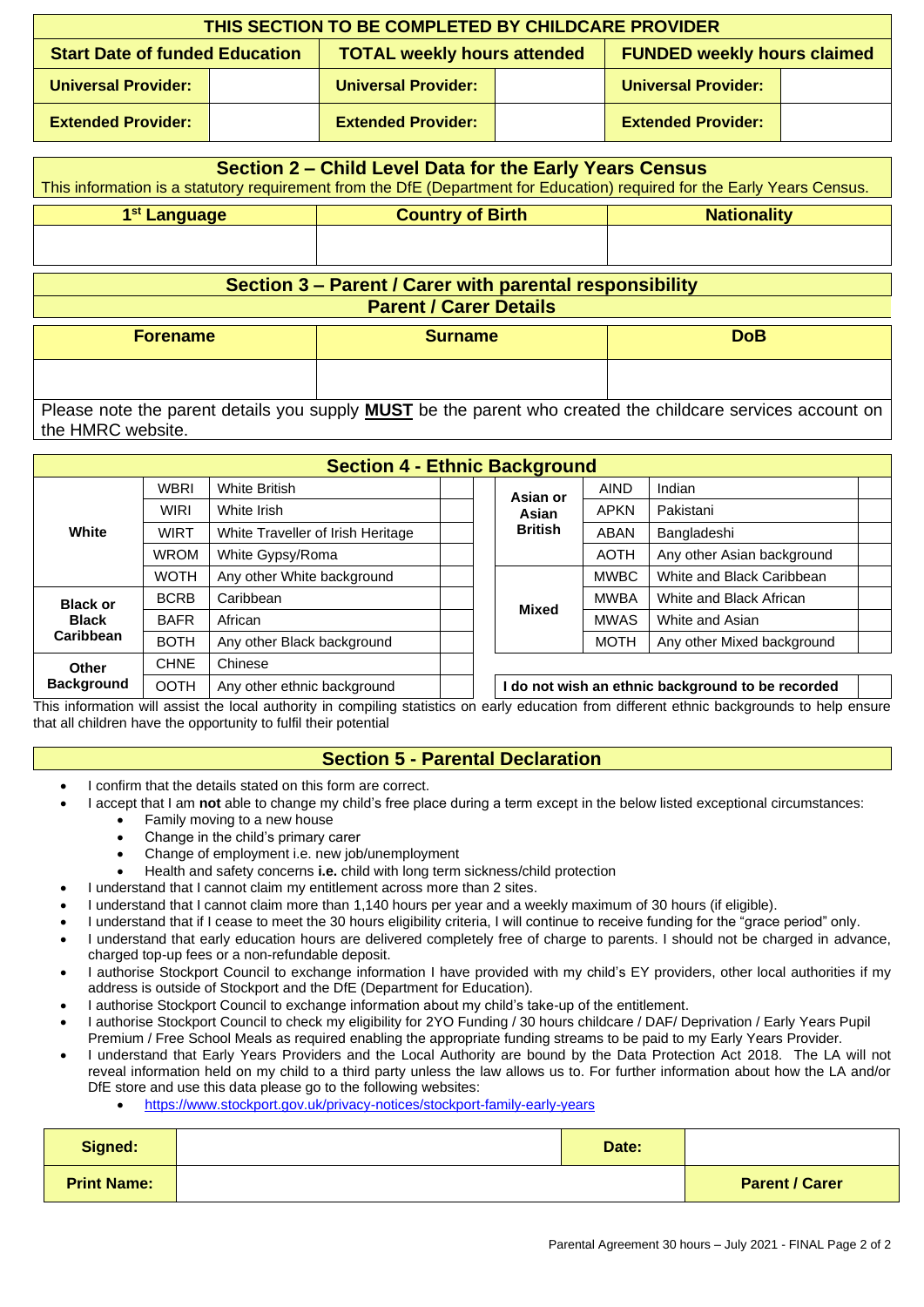## THIS SECTION TO BE COMPLETED BY CHILDCARE PROVIDER

| Start Date of funded Education | | TOTAL weekly hours attended | | FUNDED weekly hours claimed | |
|---|---|---|---|---|---|
| Universal Provider: | | Universal Provider: | | Universal Provider: | |
| Extended Provider: | | Extended Provider: | | Extended Provider: | |

## Section 2 – Child Level Data for the Early Years Census

This information is a statutory requirement from the DfE (Department for Education) required for the Early Years Census.

| 1st Language | Country of Birth | Nationality |
|---|---|---|
| | | |

## Section 3 – Parent / Carer with parental responsibility

### Parent / Carer Details

| Forename | Surname | DoB |
|---|---|---|
| | | |

Please note the parent details you supply **MUST** be the parent who created the childcare services account on the HMRC website.

## Section 4 - Ethnic Background

| | | | | | | | |
|---|---|---|---|---|---|---|---|
| White | WBRI | White British | | Asian or Asian British | AIND | Indian | |
| | WIRI | White Irish | | | APKN | Pakistani | |
| | WIRT | White Traveller of Irish Heritage | | | ABAN | Bangladeshi | |
| | WROM | White Gypsy/Roma | | | AOTH | Any other Asian background | |
| | WOTH | Any other White background | | Mixed | MWBC | White and Black Caribbean | |
| Black or Black Caribbean | BCRB | Caribbean | | | MWBA | White and Black African | |
| | BAFR | African | | | MWAS | White and Asian | |
| | BOTH | Any other Black background | | | MOTH | Any other Mixed background | |
| Other Background | CHNE | Chinese | | | | | |
| | OOTH | Any other ethnic background | | I do not wish an ethnic background to be recorded | | | |

This information will assist the local authority in compiling statistics on early education from different ethnic backgrounds to help ensure that all children have the opportunity to fulfil their potential

## Section 5 - Parental Declaration

- I confirm that the details stated on this form are correct.
- I accept that I am **not** able to change my child's free place during a term except in the below listed exceptional circumstances:
  - Family moving to a new house
  - Change in the child's primary carer
  - Change of employment i.e. new job/unemployment
  - Health and safety concerns **i.e.** child with long term sickness/child protection
- I understand that I cannot claim my entitlement across more than 2 sites.
- I understand that I cannot claim more than 1,140 hours per year and a weekly maximum of 30 hours (if eligible).
- I understand that if I cease to meet the 30 hours eligibility criteria, I will continue to receive funding for the "grace period" only.
- I understand that early education hours are delivered completely free of charge to parents. I should not be charged in advance, charged top-up fees or a non-refundable deposit.
- I authorise Stockport Council to exchange information I have provided with my child's EY providers, other local authorities if my address is outside of Stockport and the DfE (Department for Education).
- I authorise Stockport Council to exchange information about my child's take-up of the entitlement.
- I authorise Stockport Council to check my eligibility for 2YO Funding / 30 hours childcare / DAF/ Deprivation / Early Years Pupil Premium / Free School Meals as required enabling the appropriate funding streams to be paid to my Early Years Provider.
- I understand that Early Years Providers and the Local Authority are bound by the Data Protection Act 2018. The LA will not reveal information held on my child to a third party unless the law allows us to. For further information about how the LA and/or DfE store and use this data please go to the following websites:
  - https://www.stockport.gov.uk/privacy-notices/stockport-family-early-years

| | | | |
|---|---|---|---|
| Signed: | | Date: | |
| Print Name: | | | Parent / Carer |

Parental Agreement 30 hours – July 2021 - FINAL